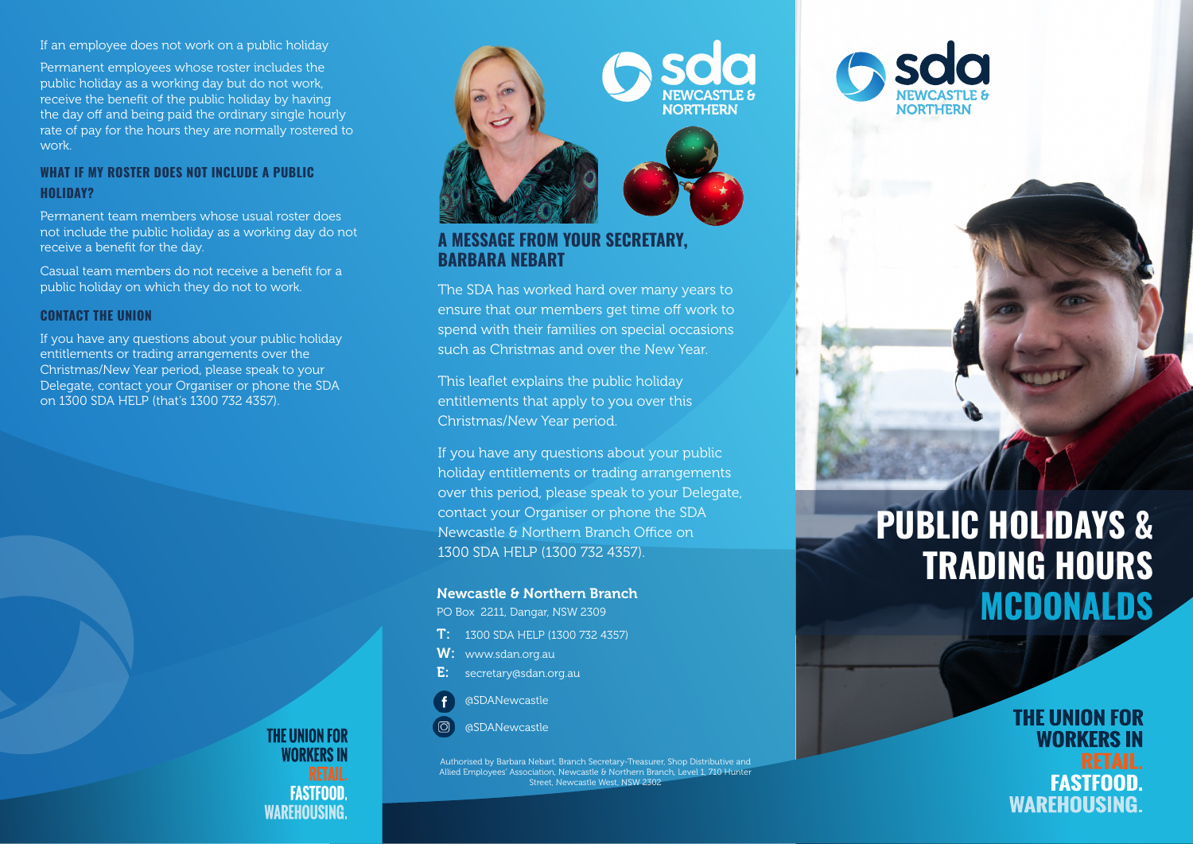If an employee does not work on a public holiday

Permanent employees whose roster includes the public holiday as a working day but do not work, receive the benefit of the public holiday by having the day off and being paid the ordinary single hourly rate of pay for the hours they are normally rostered to work.

### WHAT IF MY ROSTER DOES NOT INCLUDE A PUBLIC HOLIDAY?

Permanent team members whose usual roster does not include the public holiday as a working day do not receive a benefit for the day.

Casual team members do not receive a benefit for a public holiday on which they do not to work.

### CONTACT THE UNION

If you have any questions about your public holiday entitlements or trading arrangements over the Christmas/New Year period, please speak to your Delegate, contact your Organiser or phone the SDA on 1300 SDA HELP (that's 1300 732 4357).

THE UNION FOR WORKERS IN RETAIL. FASTFOOD. WAREHOUSING.

sda NEWCASTLE & NORTHERN

## A MESSAGE FROM YOUR SECRETARY, BARBARA NEBART

The SDA has worked hard over many years to ensure that our members get time off work to spend with their families on special occasions such as Christmas and over the New Year.

This leaflet explains the public holiday entitlements that apply to you over this Christmas/New Year period.

If you have any questions about your public holiday entitlements or trading arrangements over this period, please speak to your Delegate, contact your Organiser or phone the SDA Newcastle & Northern Branch Office on 1300 SDA HELP (1300 732 4357).

**Newcastle & Northern Branch**

PO Box 2211, Dangar, NSW 2309

**T:** 1300 SDA HELP (1300 732 4357)

**W:** www.sdan.org.au

**E:** secretary@sdan.org.au

@SDANewcastle

@SDANewcastle

Authorised by Barbara Nebart, Branch Secretary-Treasurer, Shop Distributive and Allied Employees' Association, Newcastle & Northern Branch, Level 1, 710 Hunter Street, Newcastle West, NSW 2302

sda NEWCASTLE & NORTHERN

# PUBLIC HOLIDAYS & TRADING HOURS MCDONALDS

THE UNION FOR WORKERS IN RETAIL. FASTFOOD. WAREHOUSING.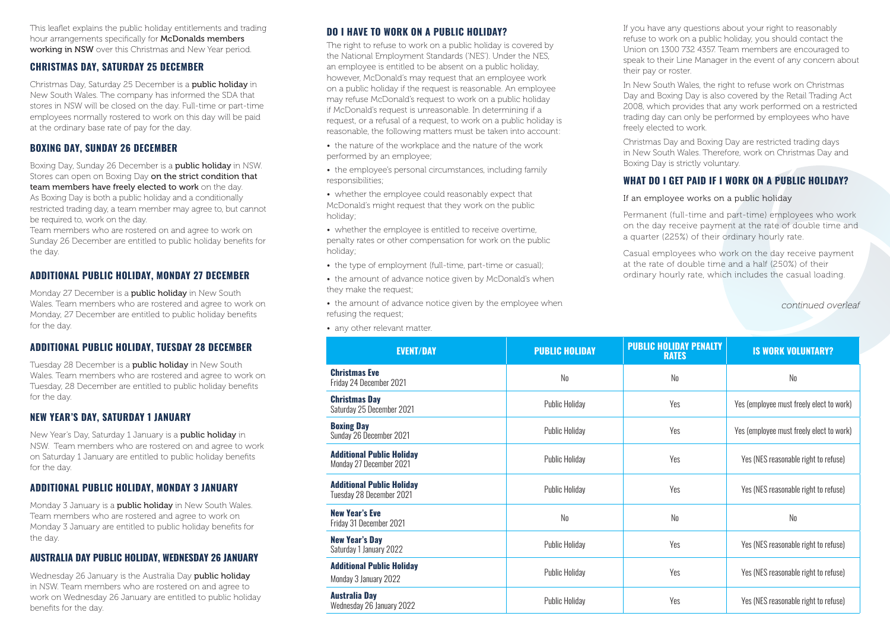This leaflet explains the public holiday entitlements and trading hour arrangements specifically for **McDonalds members working in NSW** over this Christmas and New Year period.

## CHRISTMAS DAY, SATURDAY 25 DECEMBER

Christmas Day, Saturday 25 December is a **public holiday** in New South Wales. The company has informed the SDA that stores in NSW will be closed on the day. Full-time or part-time employees normally rostered to work on this day will be paid at the ordinary base rate of pay for the day.

## BOXING DAY, SUNDAY 26 DECEMBER

Boxing Day, Sunday 26 December is a **public holiday** in NSW. Stores can open on Boxing Day **on the strict condition that team members have freely elected to work** on the day. As Boxing Day is both a public holiday and a conditionally restricted trading day, a team member may agree to, but cannot be required to, work on the day.

Team members who are rostered on and agree to work on Sunday 26 December are entitled to public holiday benefits for the day.

## ADDITIONAL PUBLIC HOLIDAY, MONDAY 27 DECEMBER

Monday 27 December is a **public holiday** in New South Wales. Team members who are rostered and agree to work on Monday, 27 December are entitled to public holiday benefits for the day.

## ADDITIONAL PUBLIC HOLIDAY, TUESDAY 28 DECEMBER

Tuesday 28 December is a **public holiday** in New South Wales. Team members who are rostered and agree to work on Tuesday, 28 December are entitled to public holiday benefits for the day.

## NEW YEAR'S DAY, SATURDAY 1 JANUARY

New Year's Day, Saturday 1 January is a **public holiday** in NSW. Team members who are rostered on and agree to work on Saturday 1 January are entitled to public holiday benefits for the day.

## ADDITIONAL PUBLIC HOLIDAY, MONDAY 3 JANUARY

Monday 3 January is a **public holiday** in New South Wales. Team members who are rostered and agree to work on Monday 3 January are entitled to public holiday benefits for the day.

## AUSTRALIA DAY PUBLIC HOLIDAY, WEDNESDAY 26 JANUARY

Wednesday 26 January is the Australia Day **public holiday** in NSW. Team members who are rostered on and agree to work on Wednesday 26 January are entitled to public holiday benefits for the day.

## DO I HAVE TO WORK ON A PUBLIC HOLIDAY?

The right to refuse to work on a public holiday is covered by the National Employment Standards ('NES'). Under the NES, an employee is entitled to be absent on a public holiday, however, McDonald's may request that an employee work on a public holiday if the request is reasonable. An employee may refuse McDonald's request to work on a public holiday if McDonald's request is unreasonable. In determining if a request, or a refusal of a request, to work on a public holiday is reasonable, the following matters must be taken into account:

- the nature of the workplace and the nature of the work performed by an employee;
- the employee's personal circumstances, including family responsibilities;
- whether the employee could reasonably expect that McDonald's might request that they work on the public holiday;
- whether the employee is entitled to receive overtime, penalty rates or other compensation for work on the public holiday;
- the type of employment (full-time, part-time or casual);
- the amount of advance notice given by McDonald's when they make the request;
- the amount of advance notice given by the employee when refusing the request;
- any other relevant matter.

If you have any questions about your right to reasonably refuse to work on a public holiday, you should contact the Union on 1300 732 4357. Team members are encouraged to speak to their Line Manager in the event of any concern about their pay or roster.

In New South Wales, the right to refuse work on Christmas Day and Boxing Day is also covered by the Retail Trading Act 2008, which provides that any work performed on a restricted trading day can only be performed by employees who have freely elected to work.

Christmas Day and Boxing Day are restricted trading days in New South Wales. Therefore, work on Christmas Day and Boxing Day is strictly voluntary.

## WHAT DO I GET PAID IF I WORK ON A PUBLIC HOLIDAY?

If an employee works on a public holiday

Permanent (full-time and part-time) employees who work on the day receive payment at the rate of double time and a quarter (225%) of their ordinary hourly rate.

Casual employees who work on the day receive payment at the rate of double time and a half (250%) of their ordinary hourly rate, which includes the casual loading.

*continued overleaf*

| EVENT/DAY | PUBLIC HOLIDAY | PUBLIC HOLIDAY PENALTY RATES | IS WORK VOLUNTARY? |
|---|---|---|---|
| **Christmas Eve** Friday 24 December 2021 | No | No | No |
| **Christmas Day** Saturday 25 December 2021 | Public Holiday | Yes | Yes (employee must freely elect to work) |
| **Boxing Day** Sunday 26 December 2021 | Public Holiday | Yes | Yes (employee must freely elect to work) |
| **Additional Public Holiday** Monday 27 December 2021 | Public Holiday | Yes | Yes (NES reasonable right to refuse) |
| **Additional Public Holiday** Tuesday 28 December 2021 | Public Holiday | Yes | Yes (NES reasonable right to refuse) |
| **New Year's Eve** Friday 31 December 2021 | No | No | No |
| **New Year's Day** Saturday 1 January 2022 | Public Holiday | Yes | Yes (NES reasonable right to refuse) |
| **Additional Public Holiday** Monday 3 January 2022 | Public Holiday | Yes | Yes (NES reasonable right to refuse) |
| **Australia Day** Wednesday 26 January 2022 | Public Holiday | Yes | Yes (NES reasonable right to refuse) |